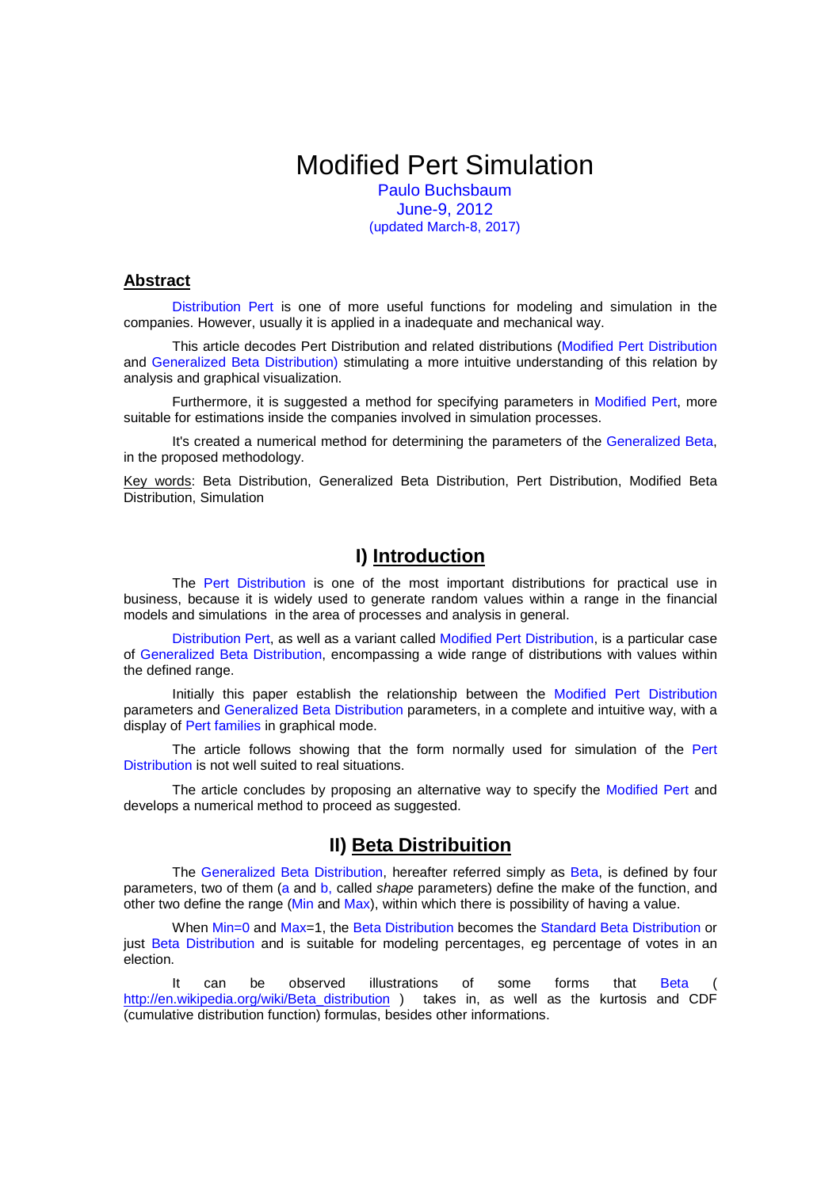# Modified Pert Simulation

Paulo Buchsbaum
June-9, 2012
(updated March-8, 2017)

## Abstract

Distribution Pert is one of more useful functions for modeling and simulation in the companies. However, usually it is applied in a inadequate and mechanical way.

This article decodes Pert Distribution and related distributions (Modified Pert Distribution and Generalized Beta Distribution) stimulating a more intuitive understanding of this relation by analysis and graphical visualization.

Furthermore, it is suggested a method for specifying parameters in Modified Pert, more suitable for estimations inside the companies involved in simulation processes.

It's created a numerical method for determining the parameters of the Generalized Beta, in the proposed methodology.

Key words: Beta Distribution, Generalized Beta Distribution, Pert Distribution, Modified Beta Distribution, Simulation

## I) Introduction

The Pert Distribution is one of the most important distributions for practical use in business, because it is widely used to generate random values within a range in the financial models and simulations in the area of processes and analysis in general.

Distribution Pert, as well as a variant called Modified Pert Distribution, is a particular case of Generalized Beta Distribution, encompassing a wide range of distributions with values within the defined range.

Initially this paper establish the relationship between the Modified Pert Distribution parameters and Generalized Beta Distribution parameters, in a complete and intuitive way, with a display of Pert families in graphical mode.

The article follows showing that the form normally used for simulation of the Pert Distribution is not well suited to real situations.

The article concludes by proposing an alternative way to specify the Modified Pert and develops a numerical method to proceed as suggested.

## II) Beta Distribuition

The Generalized Beta Distribution, hereafter referred simply as Beta, is defined by four parameters, two of them (a and b, called *shape* parameters) define the make of the function, and other two define the range (Min and Max), within which there is possibility of having a value.

When Min=0 and Max=1, the Beta Distribution becomes the Standard Beta Distribution or just Beta Distribution and is suitable for modeling percentages, eg percentage of votes in an election.

It can be observed illustrations of some forms that Beta ( http://en.wikipedia.org/wiki/Beta_distribution ) takes in, as well as the kurtosis and CDF (cumulative distribution function) formulas, besides other informations.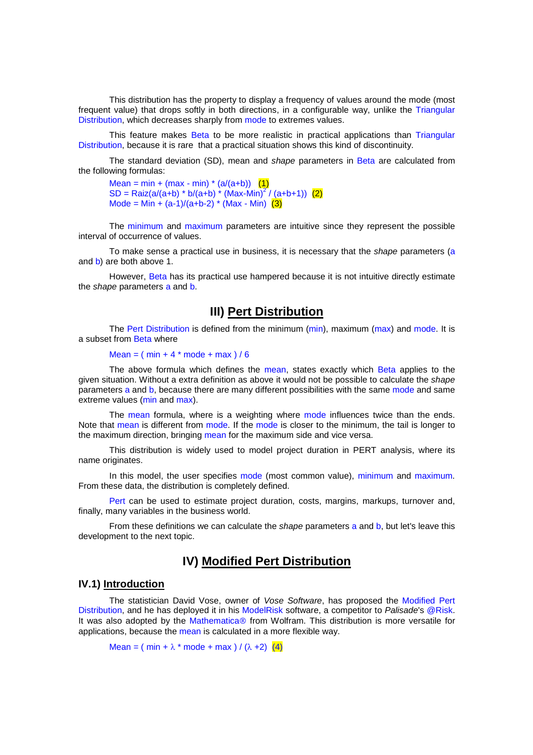This distribution has the property to display a frequency of values around the mode (most frequent value) that drops softly in both directions, in a configurable way, unlike the Triangular Distribution, which decreases sharply from mode to extremes values.

This feature makes Beta to be more realistic in practical applications than Triangular Distribution, because it is rare that a practical situation shows this kind of discontinuity.

The standard deviation (SD), mean and *shape* parameters in Beta are calculated from the following formulas:

Mean = min + (max - min) * (a/(a+b)) (1)
SD = Raiz(a/(a+b) * b/(a+b) * (Max-Min)$^2$ / (a+b+1)) (2)
Mode = Min + (a-1)/(a+b-2) * (Max - Min) (3)

The minimum and maximum parameters are intuitive since they represent the possible interval of occurrence of values.

To make sense a practical use in business, it is necessary that the *shape* parameters (a and b) are both above 1.

However, Beta has its practical use hampered because it is not intuitive directly estimate the *shape* parameters a and b.

## III) Pert Distribution

The Pert Distribution is defined from the minimum (min), maximum (max) and mode. It is a subset from Beta where

Mean = ( min + 4 * mode + max ) / 6

The above formula which defines the mean, states exactly which Beta applies to the given situation. Without a extra definition as above it would not be possible to calculate the *shape* parameters a and b, because there are many different possibilities with the same mode and same extreme values (min and max).

The mean formula, where is a weighting where mode influences twice than the ends. Note that mean is different from mode. If the mode is closer to the minimum, the tail is longer to the maximum direction, bringing mean for the maximum side and vice versa.

This distribution is widely used to model project duration in PERT analysis, where its name originates.

In this model, the user specifies mode (most common value), minimum and maximum. From these data, the distribution is completely defined.

Pert can be used to estimate project duration, costs, margins, markups, turnover and, finally, many variables in the business world.

From these definitions we can calculate the *shape* parameters a and b, but let's leave this development to the next topic.

## IV) Modified Pert Distribution

### IV.1) Introduction

The statistician David Vose, owner of *Vose Software*, has proposed the Modified Pert Distribution, and he has deployed it in his ModelRisk software, a competitor to *Palisade*'s @Risk. It was also adopted by the Mathematica® from Wolfram. This distribution is more versatile for applications, because the mean is calculated in a more flexible way.

Mean = ( min + $\lambda$ * mode + max ) / ($\lambda$ +2) (4)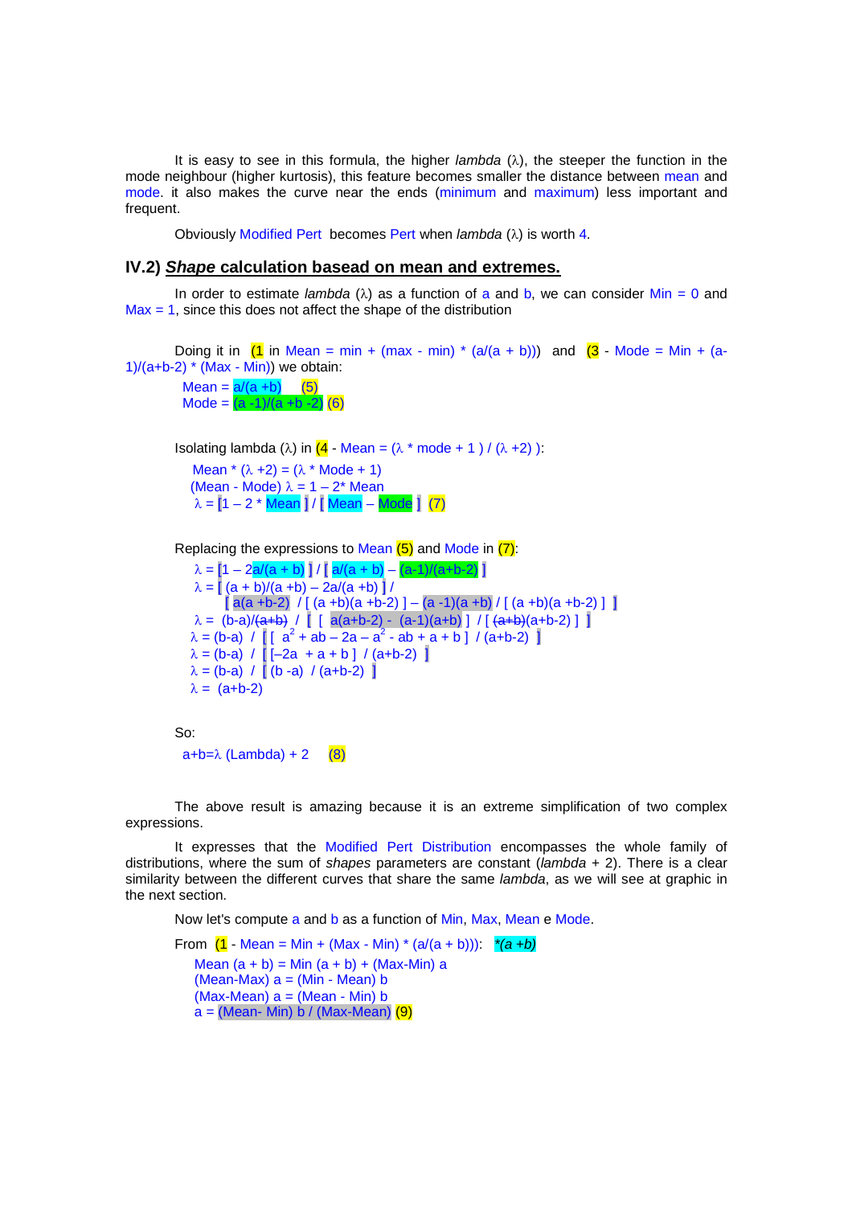It is easy to see in this formula, the higher *lambda* ($\lambda$), the steeper the function in the mode neighbour (higher kurtosis), this feature becomes smaller the distance between mean and mode. it also makes the curve near the ends (minimum and maximum) less important and frequent.

Obviously Modified Pert becomes Pert when *lambda* ($\lambda$) is worth 4.

## IV.2) ***Shape*** **calculation basead on mean and extremes.**

In order to estimate *lambda* ($\lambda$) as a function of a and b, we can consider Min = 0 and Max = 1, since this does not affect the shape of the distribution

Doing it in (1 in Mean = min + (max - min) * (a/(a + b))) and (3 - Mode = Min + (a-1)/(a+b-2) * (Max - Min)) we obtain:

Mean = a/(a +b) (5)
Mode = (a -1)/(a +b -2) (6)

Isolating lambda ($\lambda$) in (4 - Mean = ($\lambda$ * mode + 1 ) / ($\lambda$ +2) ):

Mean * ($\lambda$ +2) = ($\lambda$ * Mode + 1)
(Mean - Mode) $\lambda$ = 1 – 2* Mean
$\lambda$ = [1 – 2 * Mean ] / [ Mean – Mode ] (7)

Replacing the expressions to Mean (5) and Mode in (7):

$\lambda$ = [1 – 2a/(a + b) ] / [ a/(a + b) – (a-1)/(a+b-2) ]
$\lambda$ = [ (a + b)/(a +b) – 2a/(a +b) ] /
[ a(a +b-2) / [ (a +b)(a +b-2) ] – (a -1)(a +b) / [ (a +b)(a +b-2) ] ]
$\lambda$ = (b-a)/~~(a+b)~~ / [ [ a(a+b-2) - (a-1)(a+b) ] / [ ~~(a+b)~~(a+b-2) ] ]
$\lambda$ = (b-a) / [ [ $a^2$ + ab – 2a – $a^2$ - ab + a + b ] / (a+b-2) ]
$\lambda$ = (b-a) / [ [–2a + a + b ] / (a+b-2) ]
$\lambda$ = (b-a) / [ (b -a) / (a+b-2) ]
$\lambda$ = (a+b-2)

So:

a+b=$\lambda$ (Lambda) + 2 (8)

The above result is amazing because it is an extreme simplification of two complex expressions.

It expresses that the Modified Pert Distribution encompasses the whole family of distributions, where the sum of *shapes* parameters are constant (*lambda* + 2). There is a clear similarity between the different curves that share the same *lambda*, as we will see at graphic in the next section.

Now let's compute a and b as a function of Min, Max, Mean e Mode.

From (1 - Mean = Min + (Max - Min) * (a/(a + b))): *(a +b)*

Mean (a + b) = Min (a + b) + (Max-Min) a
(Mean-Max) a = (Min - Mean) b
(Max-Mean) a = (Mean - Min) b
a = (Mean- Min) b / (Max-Mean) (9)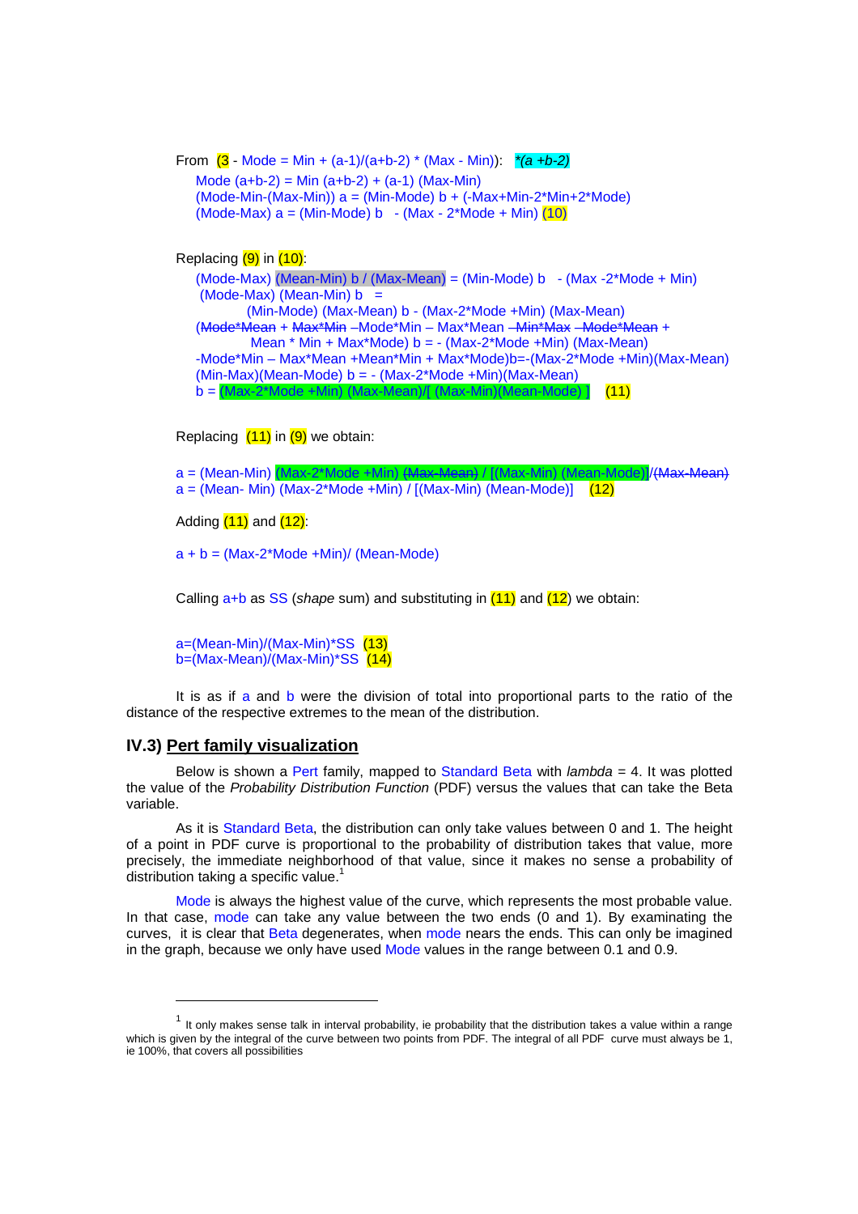From (3 - Mode = Min + (a-1)/(a+b-2) * (Max - Min)): *(a +b-2)

Mode (a+b-2) = Min (a+b-2) + (a-1) (Max-Min)

(Mode-Min-(Max-Min)) a = (Min-Mode) b + (-Max+Min-2*Min+2*Mode)

(Mode-Max) a = (Min-Mode) b - (Max - 2*Mode + Min) (10)

Replacing (9) in (10):

(Mode-Max) (Mean-Min) b / (Max-Mean) = (Min-Mode) b - (Max -2*Mode + Min)

(Mode-Max) (Mean-Min) b =

(Min-Mode) (Max-Mean) b - (Max-2*Mode +Min) (Max-Mean)

(~~Mode*Mean~~ + ~~Max*Min~~ –Mode*Min – Max*Mean ~~–Min*Max~~ ~~–Mode*Mean~~ +

Mean * Min + Max*Mode) b = - (Max-2*Mode +Min) (Max-Mean)

-Mode*Min – Max*Mean +Mean*Min + Max*Mode)b=-(Max-2*Mode +Min)(Max-Mean)

(Min-Max)(Mean-Mode) b = - (Max-2*Mode +Min)(Max-Mean)

b = (Max-2*Mode +Min) (Max-Mean)/[ (Max-Min)(Mean-Mode) ] (11)

Replacing (11) in (9) we obtain:

a = (Mean-Min) (Max-2*Mode +Min) ~~(Max-Mean)~~ / [(Max-Min) (Mean-Mode)]/~~(Max-Mean)~~

a = (Mean- Min) (Max-2*Mode +Min) / [(Max-Min) (Mean-Mode)] (12)

Adding (11) and (12):

a + b = (Max-2*Mode +Min)/ (Mean-Mode)

Calling a+b as SS (*shape* sum) and substituting in (11) and (12) we obtain:

a=(Mean-Min)/(Max-Min)*SS (13)

b=(Max-Mean)/(Max-Min)*SS (14)

It is as if a and b were the division of total into proportional parts to the ratio of the distance of the respective extremes to the mean of the distribution.

### IV.3) Pert family visualization

Below is shown a Pert family, mapped to Standard Beta with *lambda* = 4. It was plotted the value of the *Probability Distribution Function* (PDF) versus the values that can take the Beta variable.

As it is Standard Beta, the distribution can only take values between 0 and 1. The height of a point in PDF curve is proportional to the probability of distribution takes that value, more precisely, the immediate neighborhood of that value, since it makes no sense a probability of distribution taking a specific value.[1]

Mode is always the highest value of the curve, which represents the most probable value. In that case, mode can take any value between the two ends (0 and 1). By examining the curves, it is clear that Beta degenerates, when mode nears the ends. This can only be imagined in the graph, because we only have used Mode values in the range between 0.1 and 0.9.

---

[1] It only makes sense talk in interval probability, ie probability that the distribution takes a value within a range which is given by the integral of the curve between two points from PDF. The integral of all PDF curve must always be 1, ie 100%, that covers all possibilities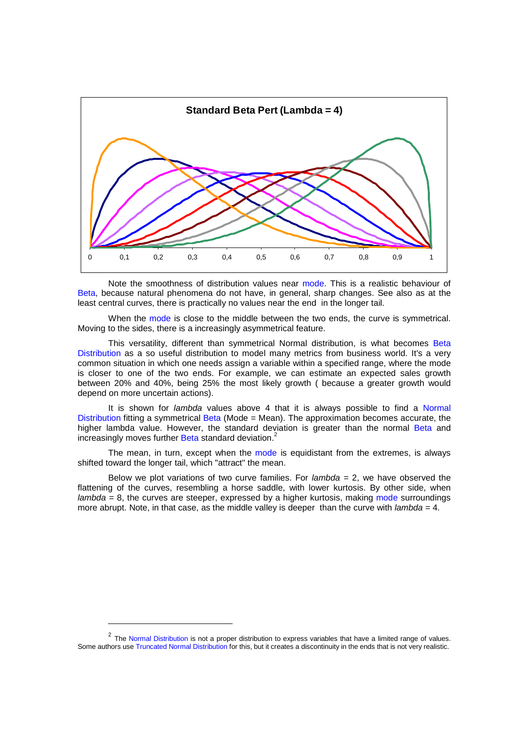**Standard Beta Pert (Lambda = 4)**

Note the smoothness of distribution values near mode. This is a realistic behaviour of Beta, because natural phenomena do not have, in general, sharp changes. See also as at the least central curves, there is practically no values near the end in the longer tail.

When the mode is close to the middle between the two ends, the curve is symmetrical. Moving to the sides, there is a increasingly asymmetrical feature.

This versatility, different than symmetrical Normal distribution, is what becomes Beta Distribution as a so useful distribution to model many metrics from business world. It's a very common situation in which one needs assign a variable within a specified range, where the mode is closer to one of the two ends. For example, we can estimate an expected sales growth between 20% and 40%, being 25% the most likely growth ( because a greater growth would depend on more uncertain actions).

It is shown for *lambda* values above 4 that it is always possible to find a Normal Distribution fitting a symmetrical Beta (Mode = Mean). The approximation becomes accurate, the higher lambda value. However, the standard deviation is greater than the normal Beta and increasingly moves further Beta standard deviation.[2]

The mean, in turn, except when the mode is equidistant from the extremes, is always shifted toward the longer tail, which "attract" the mean.

Below we plot variations of two curve families. For *lambda* = 2, we have observed the flattening of the curves, resembling a horse saddle, with lower kurtosis. By other side, when *lambda* = 8, the curves are steeper, expressed by a higher kurtosis, making mode surroundings more abrupt. Note, in that case, as the middle valley is deeper than the curve with *lambda* = 4.

[2] The Normal Distribution is not a proper distribution to express variables that have a limited range of values. Some authors use Truncated Normal Distribution for this, but it creates a discontinuity in the ends that is not very realistic.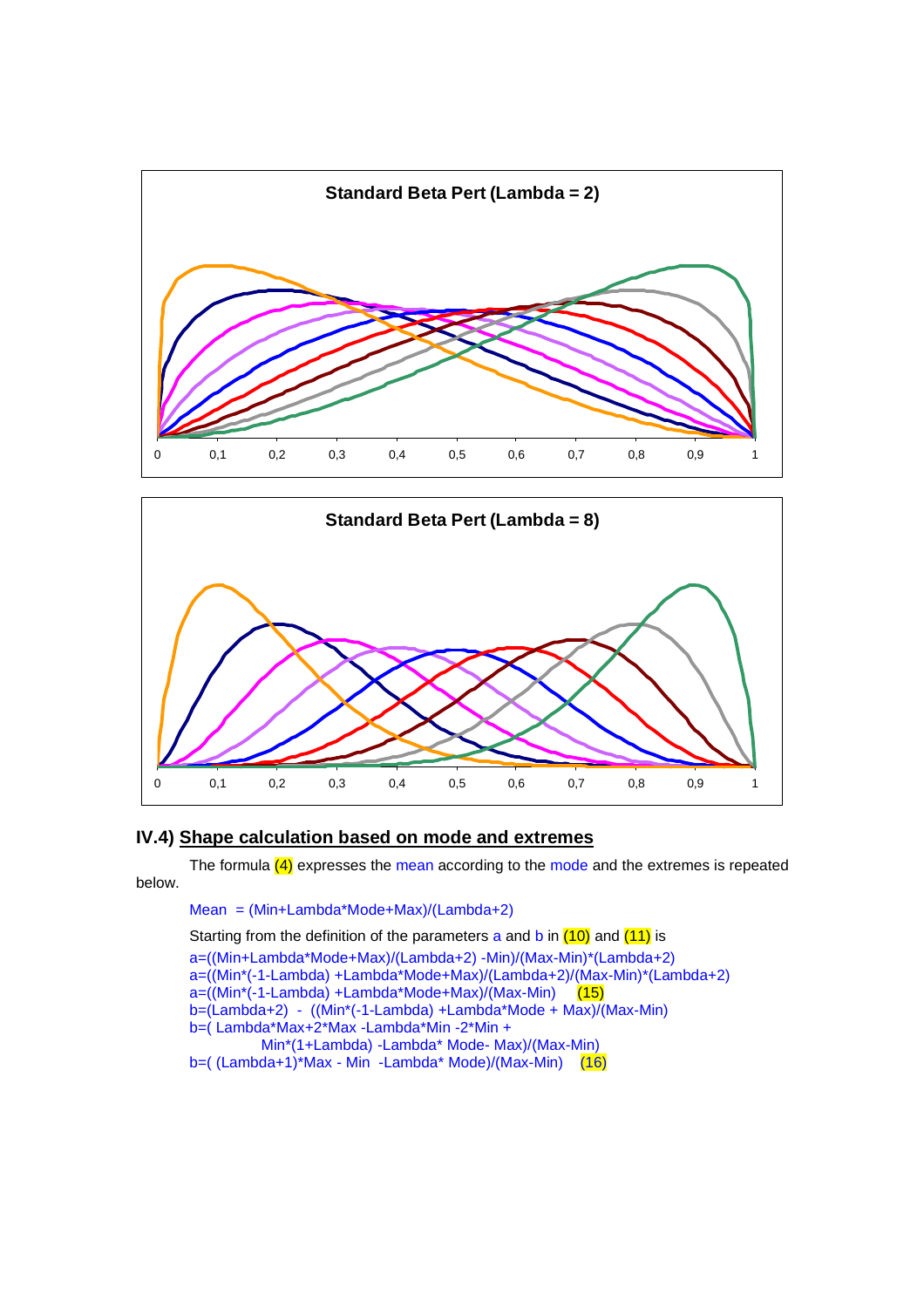Standard Beta Pert (Lambda = 2)

Standard Beta Pert (Lambda = 8)

### IV.4) Shape calculation based on mode and extremes

The formula (4) expresses the mean according to the mode and the extremes is repeated below.

Mean = (Min+Lambda*Mode+Max)/(Lambda+2)

Starting from the definition of the parameters a and b in (10) and (11) is

a=((Min+Lambda*Mode+Max)/(Lambda+2) -Min)/(Max-Min)*(Lambda+2)
a=((Min*(-1-Lambda) +Lambda*Mode+Max)/(Lambda+2)/(Max-Min)*(Lambda+2)
a=((Min*(-1-Lambda) +Lambda*Mode+Max)/(Max-Min) (15)
b=(Lambda+2) - ((Min*(-1-Lambda) +Lambda*Mode + Max)/(Max-Min)
b=( Lambda*Max+2*Max -Lambda*Min -2*Min +
Min*(1+Lambda) -Lambda* Mode- Max)/(Max-Min)
b=( (Lambda+1)*Max - Min -Lambda* Mode)/(Max-Min) (16)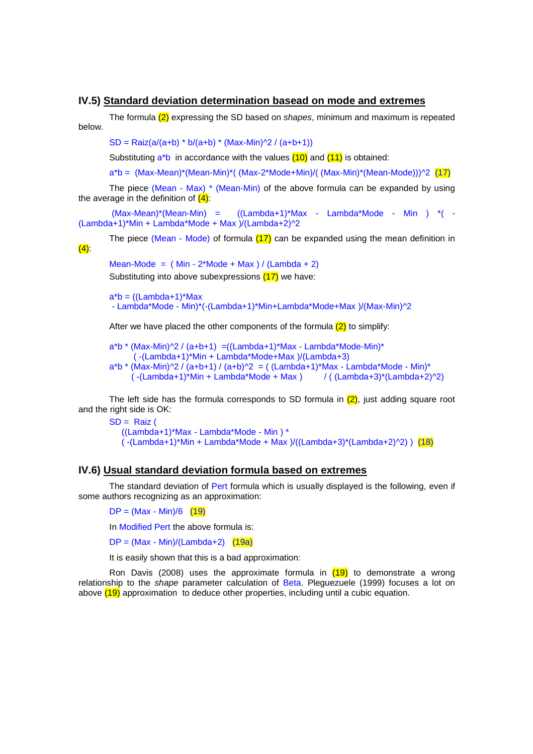## IV.5) <u>Standard deviation determination basead on mode and extremes</u>

The formula (2) expressing the SD based on *shapes*, minimum and maximum is repeated below.

SD = Raiz(a/(a+b) * b/(a+b) * (Max-Min)^2 / (a+b+1))

Substituting a*b in accordance with the values (10) and (11) is obtained:

a*b = (Max-Mean)*(Mean-Min)*( (Max-2*Mode+Min)/( (Max-Min)*(Mean-Mode)))^2 (17)

The piece (Mean - Max) * (Mean-Min) of the above formula can be expanded by using the average in the definition of (4):

(Max-Mean)*(Mean-Min) = ((Lambda+1)*Max - Lambda*Mode - Min ) *( -(Lambda+1)*Min + Lambda*Mode + Max )/(Lambda+2)^2

The piece (Mean - Mode) of formula (17) can be expanded using the mean definition in (4):

Mean-Mode = ( Min - 2*Mode + Max ) / (Lambda + 2)

Substituting into above subexpressions (17) we have:

a*b = ((Lambda+1)*Max
 - Lambda*Mode - Min)*(-(Lambda+1)*Min+Lambda*Mode+Max )/(Max-Min)^2

After we have placed the other components of the formula (2) to simplify:

a*b * (Max-Min)^2 / (a+b+1) =((Lambda+1)*Max - Lambda*Mode-Min)*
 ( -(Lambda+1)*Min + Lambda*Mode+Max )/(Lambda+3)
a*b * (Max-Min)^2 / (a+b+1) / (a+b)^2 = ( (Lambda+1)*Max - Lambda*Mode - Min)*
 ( -(Lambda+1)*Min + Lambda*Mode + Max ) / ( (Lambda+3)*(Lambda+2)^2)

The left side has the formula corresponds to SD formula in (2), just adding square root and the right side is OK:

SD = Raiz (
 ((Lambda+1)*Max - Lambda*Mode - Min ) *
 ( -(Lambda+1)*Min + Lambda*Mode + Max )/((Lambda+3)*(Lambda+2)^2) ) (18)

## IV.6) <u>Usual standard deviation formula based on extremes</u>

The standard deviation of Pert formula which is usually displayed is the following, even if some authors recognizing as an approximation:

DP = (Max - Min)/6 (19)

In Modified Pert the above formula is:

DP = (Max - Min)/(Lambda+2) (19a)

It is easily shown that this is a bad approximation:

Ron Davis (2008) uses the approximate formula in (19) to demonstrate a wrong relationship to the *shape* parameter calculation of Beta. Pleguezuele (1999) focuses a lot on above (19) approximation to deduce other properties, including until a cubic equation.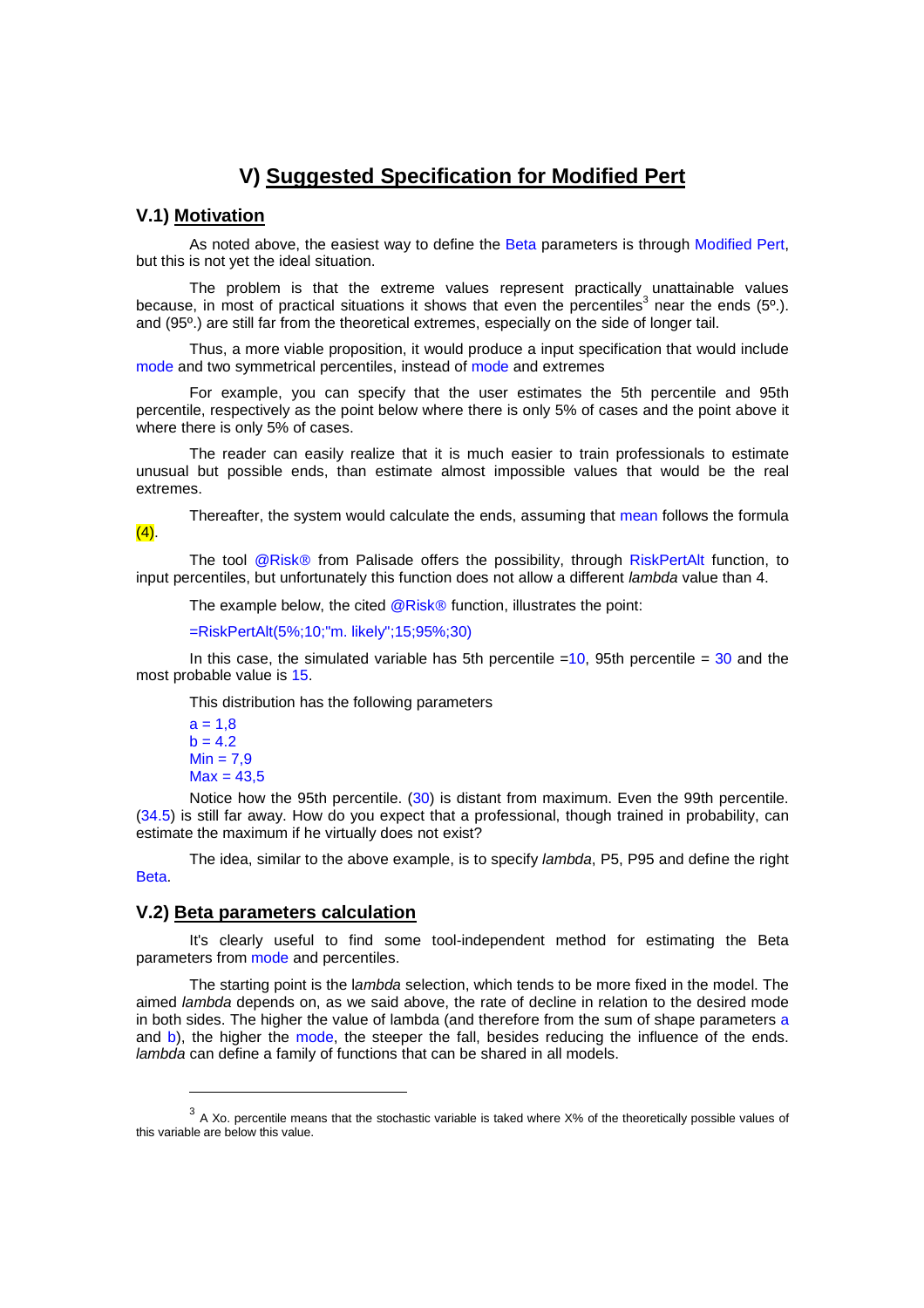# V) Suggested Specification for Modified Pert

## V.1) Motivation

As noted above, the easiest way to define the Beta parameters is through Modified Pert, but this is not yet the ideal situation.

The problem is that the extreme values represent practically unattainable values because, in most of practical situations it shows that even the percentiles[3] near the ends (5º.). and (95º.) are still far from the theoretical extremes, especially on the side of longer tail.

Thus, a more viable proposition, it would produce a input specification that would include mode and two symmetrical percentiles, instead of mode and extremes

For example, you can specify that the user estimates the 5th percentile and 95th percentile, respectively as the point below where there is only 5% of cases and the point above it where there is only 5% of cases.

The reader can easily realize that it is much easier to train professionals to estimate unusual but possible ends, than estimate almost impossible values that would be the real extremes.

Thereafter, the system would calculate the ends, assuming that mean follows the formula (4).

The tool @Risk® from Palisade offers the possibility, through RiskPertAlt function, to input percentiles, but unfortunately this function does not allow a different *lambda* value than 4.

The example below, the cited @Risk® function, illustrates the point:

=RiskPertAlt(5%;10;"m. likely";15;95%;30)

In this case, the simulated variable has 5th percentile =10, 95th percentile = 30 and the most probable value is 15.

This distribution has the following parameters

a = 1,8
b = 4.2
Min = 7,9
Max = 43,5

Notice how the 95th percentile. (30) is distant from maximum. Even the 99th percentile. (34.5) is still far away. How do you expect that a professional, though trained in probability, can estimate the maximum if he virtually does not exist?

The idea, similar to the above example, is to specify *lambda*, P5, P95 and define the right Beta.

## V.2) Beta parameters calculation

It's clearly useful to find some tool-independent method for estimating the Beta parameters from mode and percentiles.

The starting point is the l*ambda* selection, which tends to be more fixed in the model. The aimed *lambda* depends on, as we said above, the rate of decline in relation to the desired mode in both sides. The higher the value of lambda (and therefore from the sum of shape parameters a and b), the higher the mode, the steeper the fall, besides reducing the influence of the ends. *lambda* can define a family of functions that can be shared in all models.

---

[3] A Xo. percentile means that the stochastic variable is taked where X% of the theoretically possible values of this variable are below this value.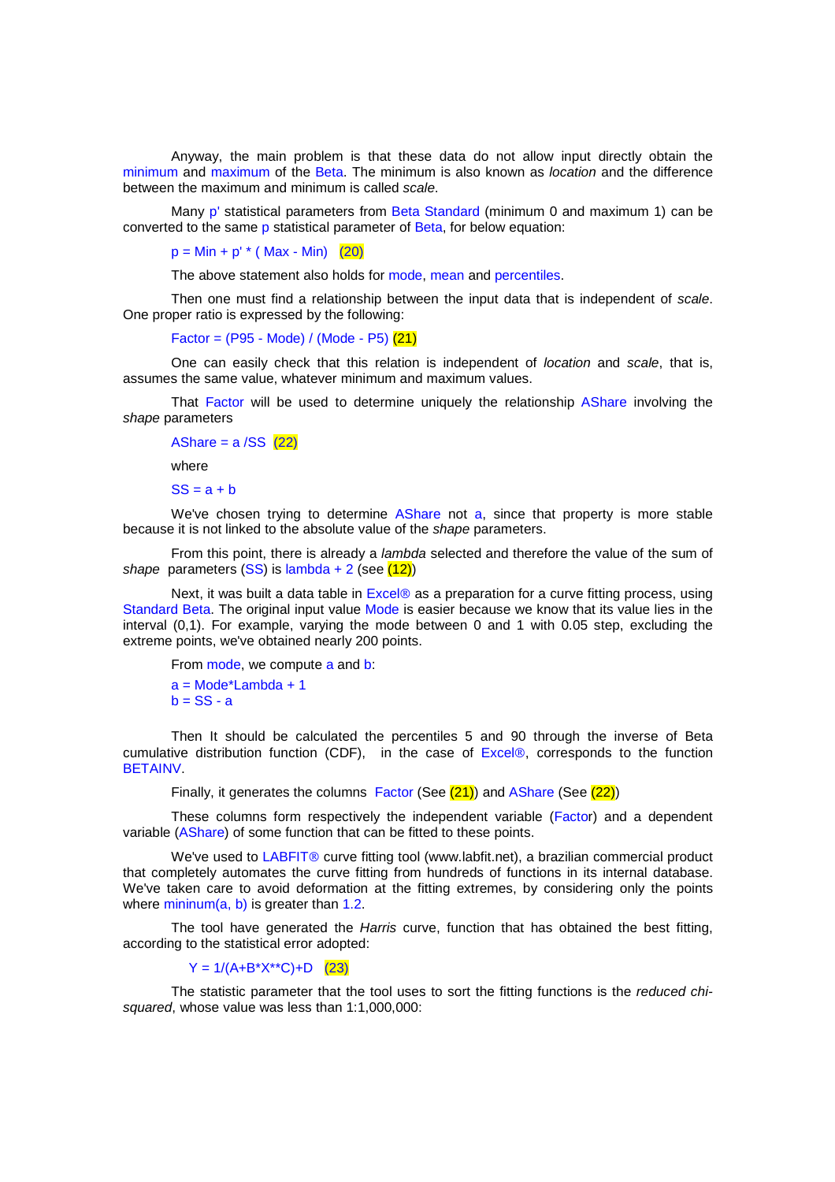Anyway, the main problem is that these data do not allow input directly obtain the minimum and maximum of the Beta. The minimum is also known as *location* and the difference between the maximum and minimum is called *scale*.

Many p' statistical parameters from Beta Standard (minimum 0 and maximum 1) can be converted to the same p statistical parameter of Beta, for below equation:

$$p = Min + p' * ( Max - Min) \quad (20)$$

The above statement also holds for mode, mean and percentiles.

Then one must find a relationship between the input data that is independent of *scale*. One proper ratio is expressed by the following:

$$Factor = (P95 - Mode) / (Mode - P5) \quad (21)$$

One can easily check that this relation is independent of *location* and *scale*, that is, assumes the same value, whatever minimum and maximum values.

That Factor will be used to determine uniquely the relationship AShare involving the *shape* parameters

$$AShare = a / SS \quad (22)$$

where

$$SS = a + b$$

We've chosen trying to determine AShare not a, since that property is more stable because it is not linked to the absolute value of the *shape* parameters.

From this point, there is already a *lambda* selected and therefore the value of the sum of *shape* parameters (SS) is lambda + 2 (see (12))

Next, it was built a data table in Excel® as a preparation for a curve fitting process, using Standard Beta. The original input value Mode is easier because we know that its value lies in the interval (0,1). For example, varying the mode between 0 and 1 with 0.05 step, excluding the extreme points, we've obtained nearly 200 points.

From mode, we compute a and b:

$$a = Mode*Lambda + 1$$
$$b = SS - a$$

Then It should be calculated the percentiles 5 and 90 through the inverse of Beta cumulative distribution function (CDF), in the case of Excel®, corresponds to the function BETAINV.

Finally, it generates the columns Factor (See (21)) and AShare (See (22))

These columns form respectively the independent variable (Factor) and a dependent variable (AShare) of some function that can be fitted to these points.

We've used to LABFIT® curve fitting tool (www.labfit.net), a brazilian commercial product that completely automates the curve fitting from hundreds of functions in its internal database. We've taken care to avoid deformation at the fitting extremes, by considering only the points where mininum(a, b) is greater than 1.2.

The tool have generated the *Harris* curve, function that has obtained the best fitting, according to the statistical error adopted:

$$Y = 1/(A+B*X**C)+D \quad (23)$$

The statistic parameter that the tool uses to sort the fitting functions is the *reduced chi-squared*, whose value was less than 1:1,000,000: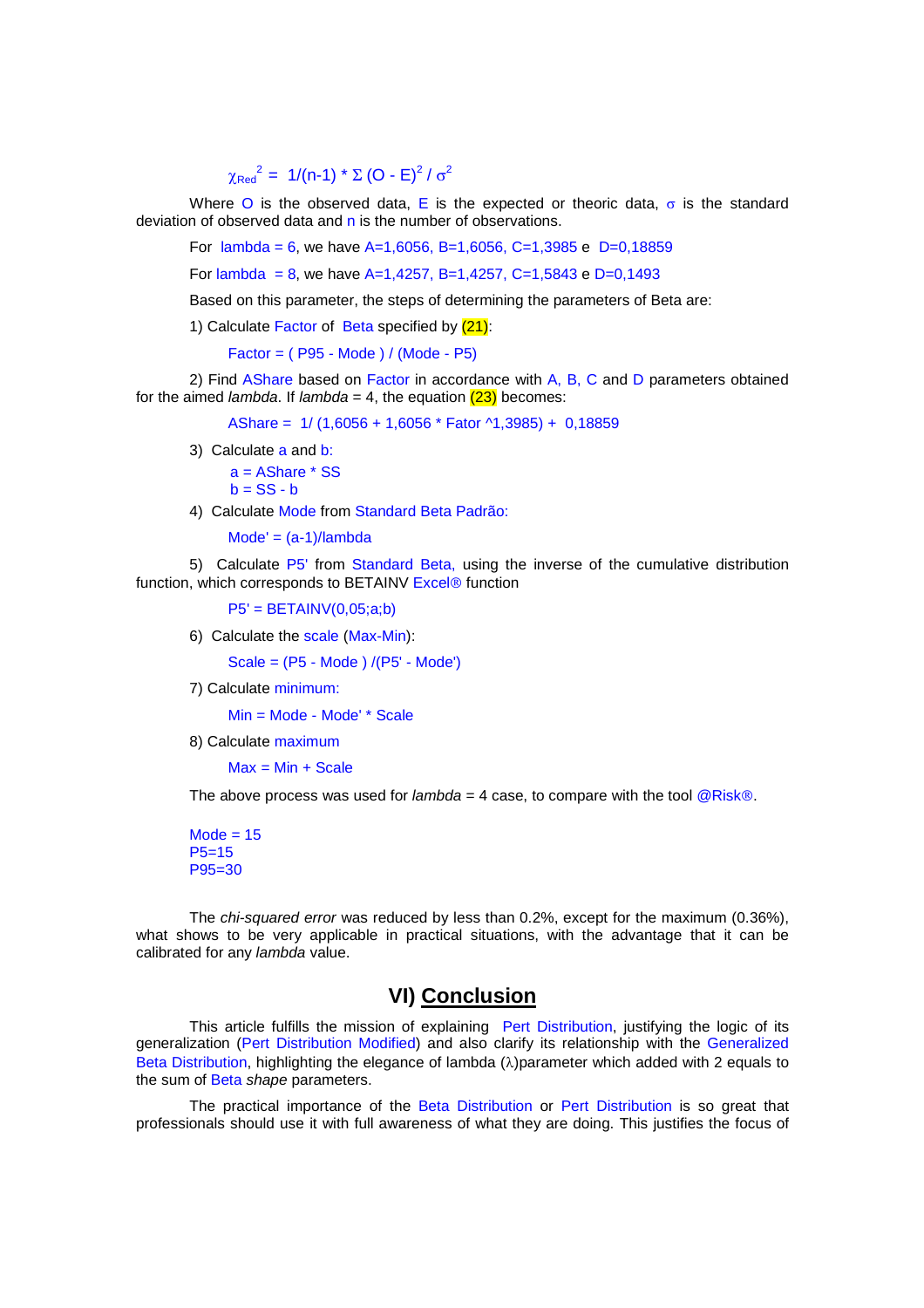$$\chi_{Red}^2 = 1/(n-1) * \Sigma (O - E)^2 / \sigma^2$$

Where $O$ is the observed data, $E$ is the expected or theoric data, $\sigma$ is the standard deviation of observed data and $n$ is the number of observations.

For lambda = 6, we have A=1,6056, B=1,6056, C=1,3985 e D=0,18859

For lambda = 8, we have A=1,4257, B=1,4257, C=1,5843 e D=0,1493

Based on this parameter, the steps of determining the parameters of Beta are:

1) Calculate Factor of Beta specified by (21):

Factor = ( P95 - Mode ) / (Mode - P5)

2) Find AShare based on Factor in accordance with A, B, C and D parameters obtained for the aimed *lambda*. If *lambda* = 4, the equation (23) becomes:

AShare = 1/ (1,6056 + 1,6056 * Fator ^1,3985) + 0,18859

3) Calculate a and b:

a = AShare * SS
b = SS - b

4) Calculate Mode from Standard Beta Padrão:

Mode' = (a-1)/lambda

5) Calculate P5' from Standard Beta, using the inverse of the cumulative distribution function, which corresponds to BETAINV Excel® function

P5' = BETAINV(0,05;a;b)

6) Calculate the scale (Max-Min):

Scale = (P5 - Mode ) /(P5' - Mode')

7) Calculate minimum:

Min = Mode - Mode' * Scale

8) Calculate maximum

Max = Min + Scale

The above process was used for *lambda* = 4 case, to compare with the tool @Risk®.

Mode = 15
P5=15
P95=30

The *chi-squared error* was reduced by less than 0.2%, except for the maximum (0.36%), what shows to be very applicable in practical situations, with the advantage that it can be calibrated for any *lambda* value.

## VI) Conclusion

This article fulfills the mission of explaining Pert Distribution, justifying the logic of its generalization (Pert Distribution Modified) and also clarify its relationship with the Generalized Beta Distribution, highlighting the elegance of lambda ($\lambda$)parameter which added with 2 equals to the sum of Beta *shape* parameters.

The practical importance of the Beta Distribution or Pert Distribution is so great that professionals should use it with full awareness of what they are doing. This justifies the focus of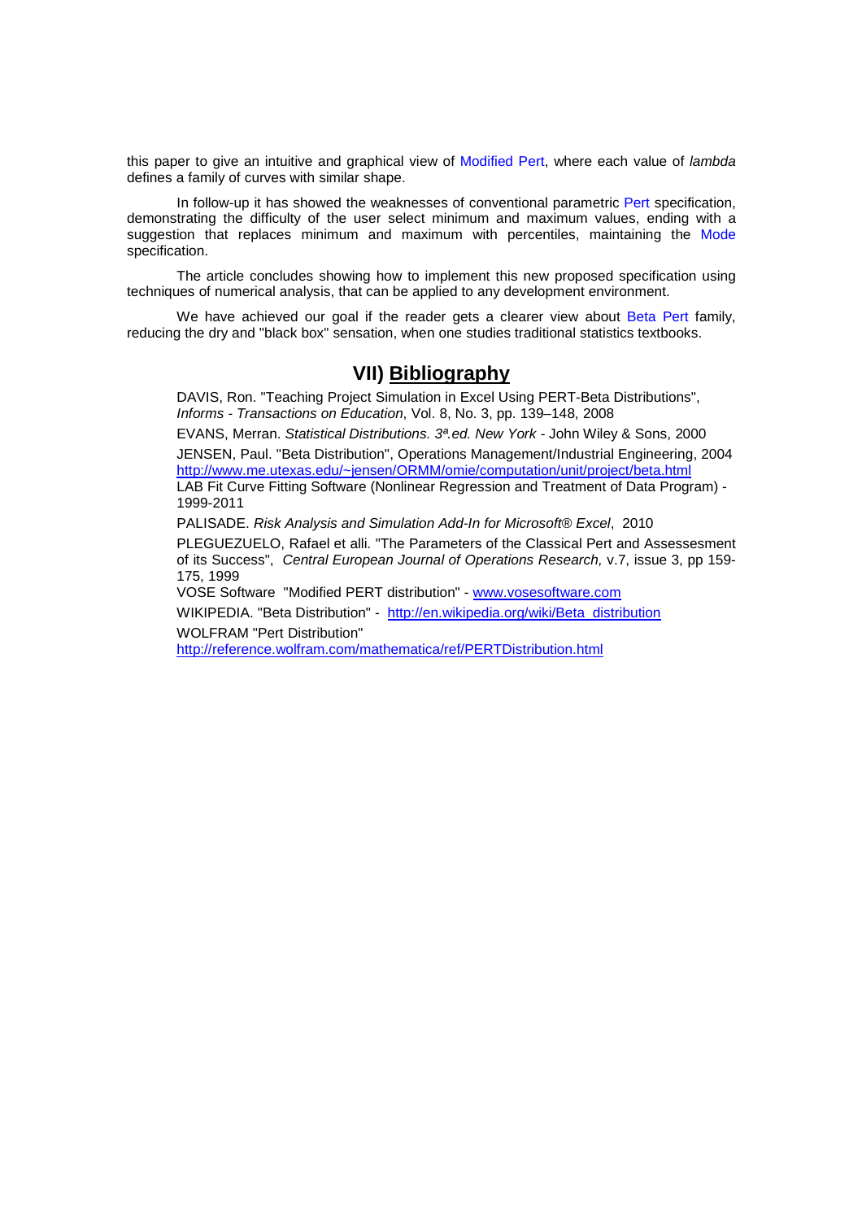this paper to give an intuitive and graphical view of Modified Pert, where each value of *lambda* defines a family of curves with similar shape.

In follow-up it has showed the weaknesses of conventional parametric Pert specification, demonstrating the difficulty of the user select minimum and maximum values, ending with a suggestion that replaces minimum and maximum with percentiles, maintaining the Mode specification.

The article concludes showing how to implement this new proposed specification using techniques of numerical analysis, that can be applied to any development environment.

We have achieved our goal if the reader gets a clearer view about Beta Pert family, reducing the dry and "black box" sensation, when one studies traditional statistics textbooks.

## VII) Bibliography

DAVIS, Ron. "Teaching Project Simulation in Excel Using PERT-Beta Distributions", *Informs - Transactions on Education*, Vol. 8, No. 3, pp. 139–148, 2008

EVANS, Merran. *Statistical Distributions. 3ª.ed. New York* - John Wiley & Sons, 2000

JENSEN, Paul. "Beta Distribution", Operations Management/Industrial Engineering, 2004 http://www.me.utexas.edu/~jensen/ORMM/omie/computation/unit/project/beta.html

LAB Fit Curve Fitting Software (Nonlinear Regression and Treatment of Data Program) - 1999-2011

PALISADE. *Risk Analysis and Simulation Add-In for Microsoft® Excel*, 2010

PLEGUEZUELO, Rafael et alli. "The Parameters of the Classical Pert and Assessesment of its Success", *Central European Journal of Operations Research,* v.7, issue 3, pp 159-175, 1999

VOSE Software "Modified PERT distribution" - www.vosesoftware.com

WIKIPEDIA. "Beta Distribution" - http://en.wikipedia.org/wiki/Beta_distribution

WOLFRAM "Pert Distribution" http://reference.wolfram.com/mathematica/ref/PERTDistribution.html